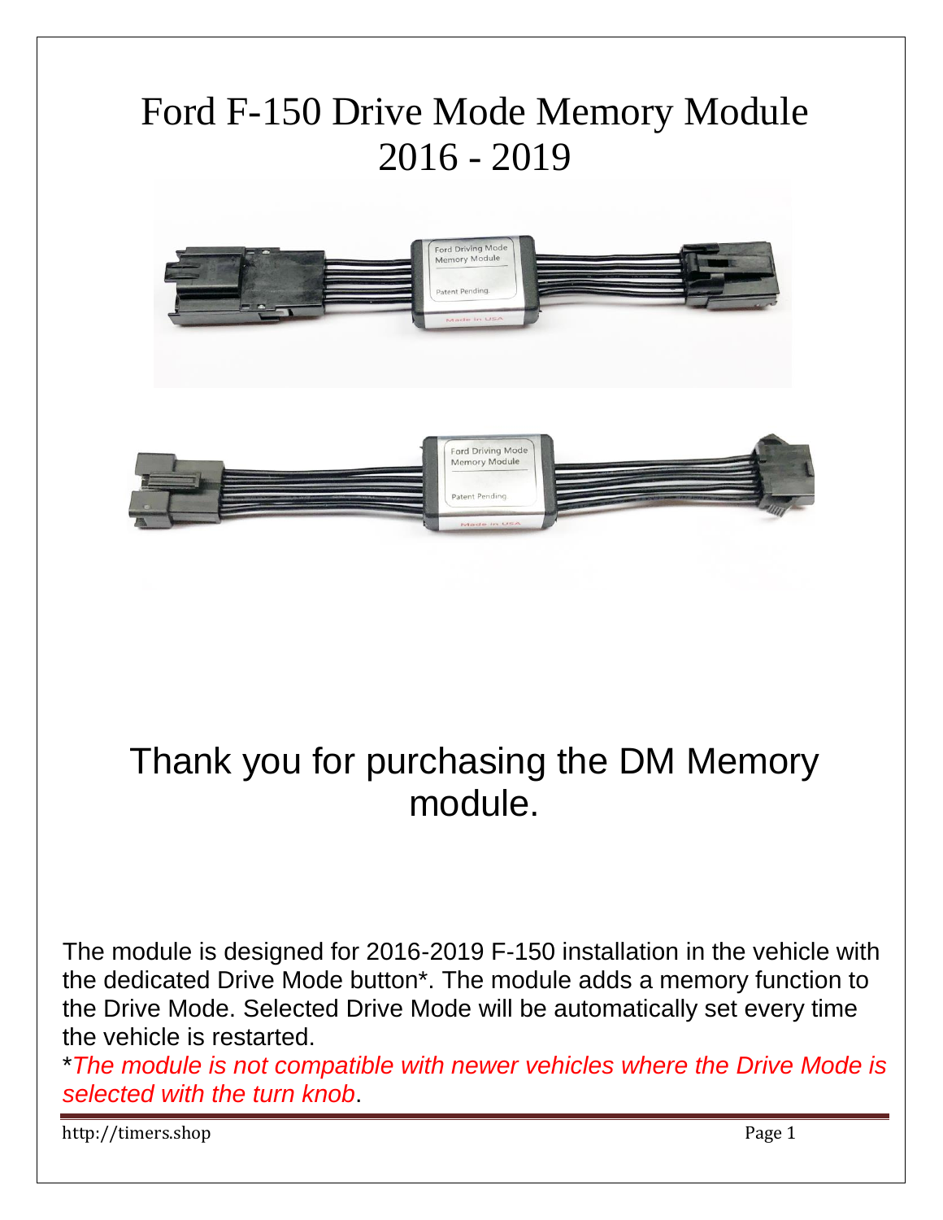# Ford F-150 Drive Mode Memory Module
# 2016 - 2019

## Thank you for purchasing the DM Memory module.

The module is designed for 2016-2019 F-150 installation in the vehicle with the dedicated Drive Mode button*. The module adds a memory function to the Drive Mode. Selected Drive Mode will be automatically set every time the vehicle is restarted.

**Note:** **The module is not compatible with newer vehicles where the Drive Mode is selected with the turn knob.**

http://timers.shop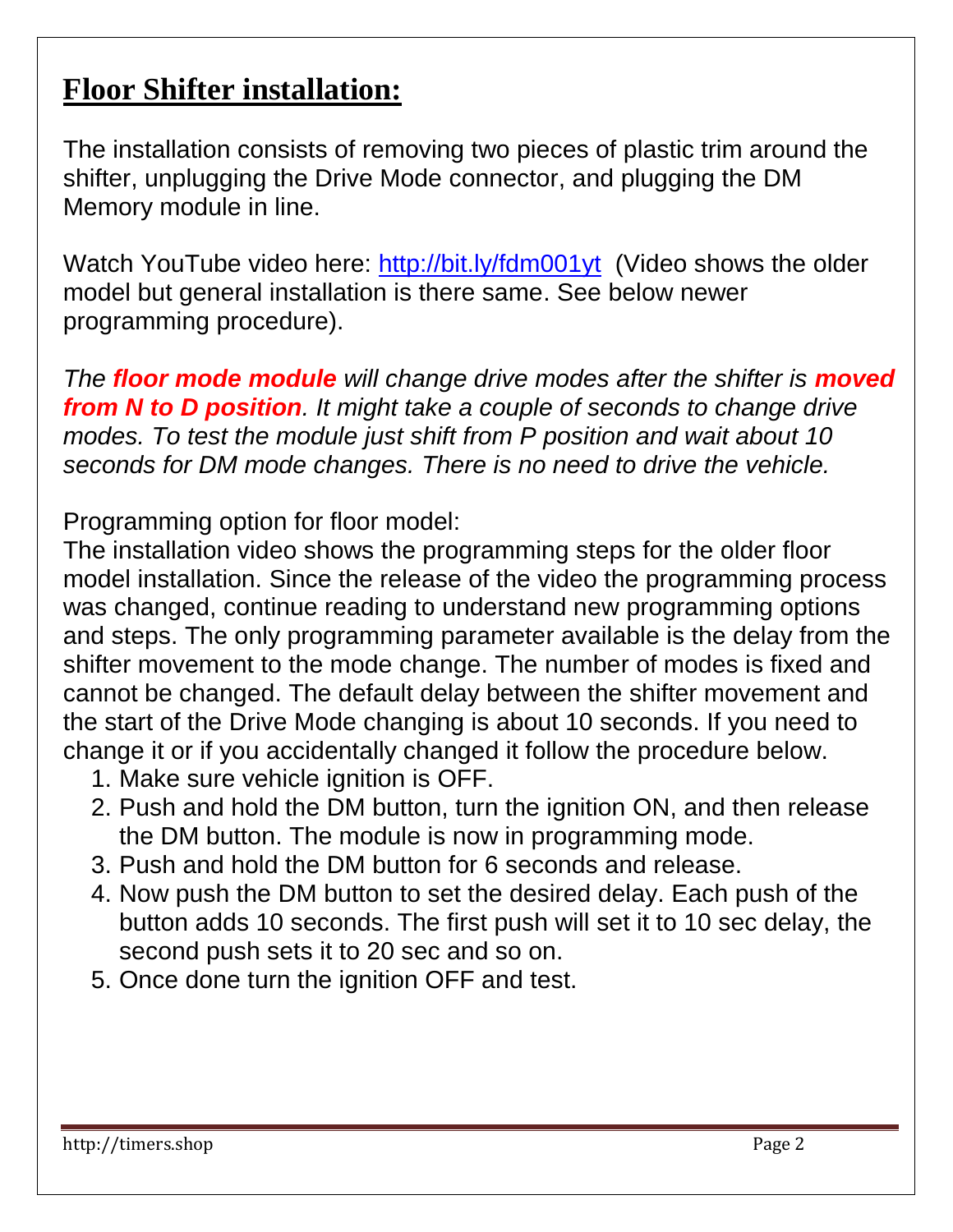# Floor Shifter installation:

The installation consists of removing two pieces of plastic trim around the shifter, unplugging the Drive Mode connector, and plugging the DM Memory module in line.

Watch YouTube video here: [http://bit.ly/fdm001yt](http://bit.ly/fdm001yt) (Video shows the older model but general installation is there same. See below newer programming procedure).

*The **floor mode module** will change drive modes after the shifter is **moved from N to D position**. It might take a couple of seconds to change drive modes. To test the module just shift from P position and wait about 10 seconds for DM mode changes. There is no need to drive the vehicle.*

Programming option for floor model:
The installation video shows the programming steps for the older floor model installation. Since the release of the video the programming process was changed, continue reading to understand new programming options and steps. The only programming parameter available is the delay from the shifter movement to the mode change. The number of modes is fixed and cannot be changed. The default delay between the shifter movement and the start of the Drive Mode changing is about 10 seconds. If you need to change it or if you accidentally changed it follow the procedure below.

1. Make sure vehicle ignition is OFF.
2. Push and hold the DM button, turn the ignition ON, and then release the DM button. The module is now in programming mode.
3. Push and hold the DM button for 6 seconds and release.
4. Now push the DM button to set the desired delay. Each push of the button adds 10 seconds. The first push will set it to 10 sec delay, the second push sets it to 20 sec and so on.
5. Once done turn the ignition OFF and test.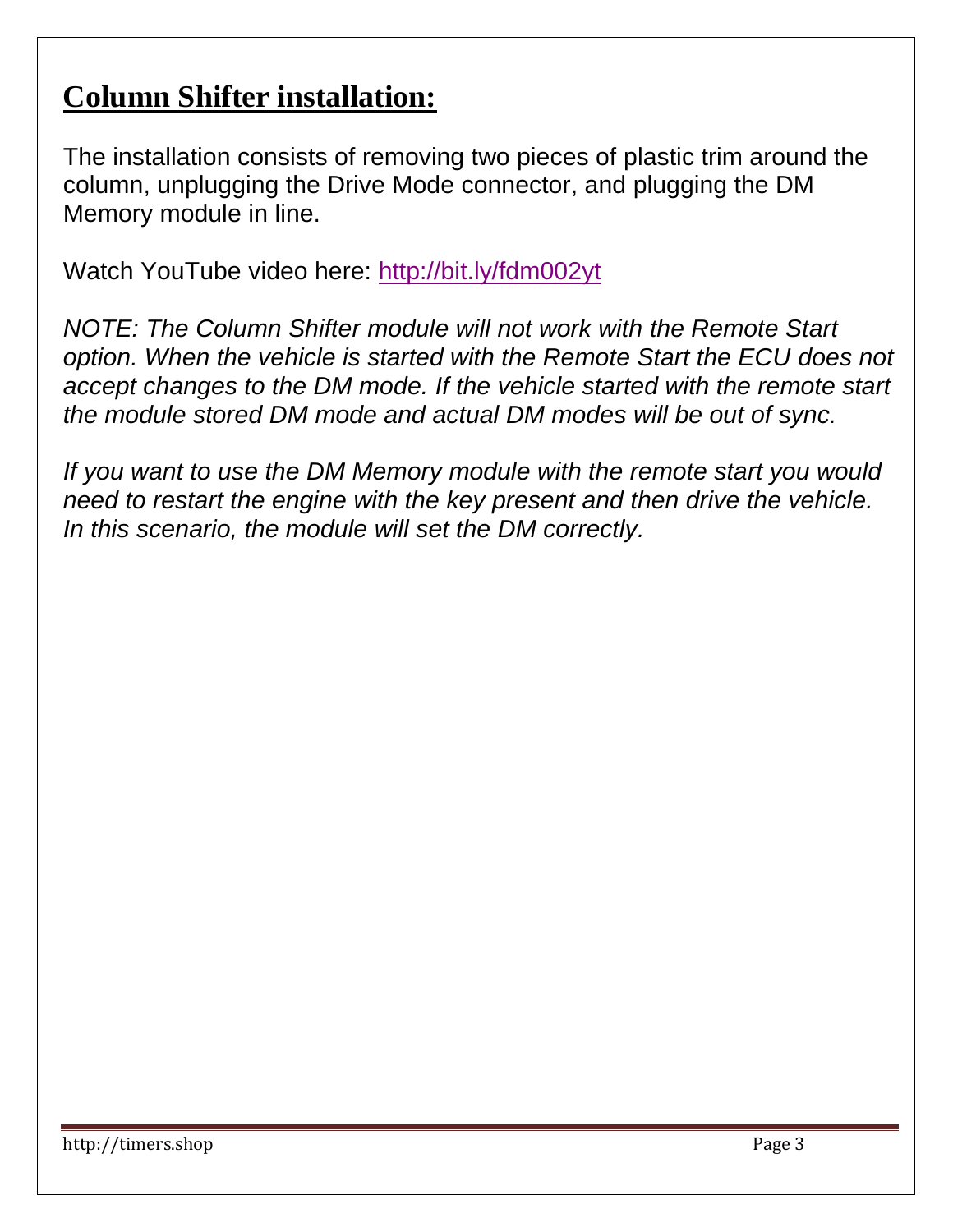## Column Shifter installation:

The installation consists of removing two pieces of plastic trim around the column, unplugging the Drive Mode connector, and plugging the DM Memory module in line.

Watch YouTube video here: http://bit.ly/fdm002yt

*NOTE: The Column Shifter module will not work with the Remote Start option. When the vehicle is started with the Remote Start the ECU does not accept changes to the DM mode. If the vehicle started with the remote start the module stored DM mode and actual DM modes will be out of sync.*

*If you want to use the DM Memory module with the remote start you would need to restart the engine with the key present and then drive the vehicle. In this scenario, the module will set the DM correctly.*